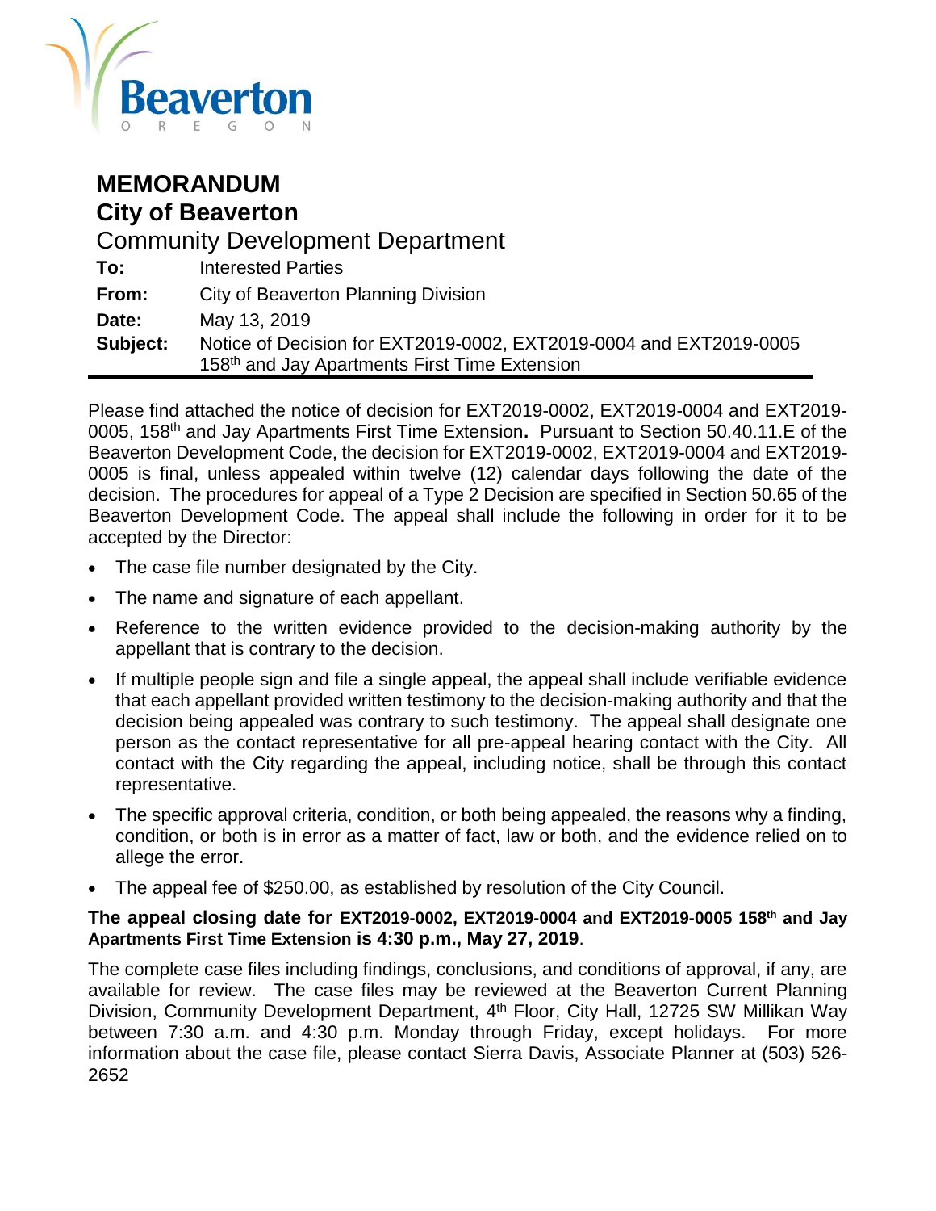Beaverton

O R E G O N

# MEMORANDUM
## City of Beaverton

Community Development Department

**To:** Interested Parties

**From:** City of Beaverton Planning Division

**Date:** May 13, 2019

**Subject:** Notice of Decision for EXT2019-0002, EXT2019-0004 and EXT2019-0005 158th and Jay Apartments First Time Extension

---

Please find attached the notice of decision for EXT2019-0002, EXT2019-0004 and EXT2019-0005, 158th and Jay Apartments First Time Extension**.** Pursuant to Section 50.40.11.E of the Beaverton Development Code, the decision for EXT2019-0002, EXT2019-0004 and EXT2019-0005 is final, unless appealed within twelve (12) calendar days following the date of the decision. The procedures for appeal of a Type 2 Decision are specified in Section 50.65 of the Beaverton Development Code. The appeal shall include the following in order for it to be accepted by the Director:

- The case file number designated by the City.
- The name and signature of each appellant.
- Reference to the written evidence provided to the decision-making authority by the appellant that is contrary to the decision.
- If multiple people sign and file a single appeal, the appeal shall include verifiable evidence that each appellant provided written testimony to the decision-making authority and that the decision being appealed was contrary to such testimony. The appeal shall designate one person as the contact representative for all pre-appeal hearing contact with the City. All contact with the City regarding the appeal, including notice, shall be through this contact representative.
- The specific approval criteria, condition, or both being appealed, the reasons why a finding, condition, or both is in error as a matter of fact, law or both, and the evidence relied on to allege the error.
- The appeal fee of $250.00, as established by resolution of the City Council.

**The appeal closing date for EXT2019-0002, EXT2019-0004 and EXT2019-0005 158th and Jay Apartments First Time Extension is 4:30 p.m., May 27, 2019**.

The complete case files including findings, conclusions, and conditions of approval, if any, are available for review. The case files may be reviewed at the Beaverton Current Planning Division, Community Development Department, 4th Floor, City Hall, 12725 SW Millikan Way between 7:30 a.m. and 4:30 p.m. Monday through Friday, except holidays. For more information about the case file, please contact Sierra Davis, Associate Planner at (503) 526-2652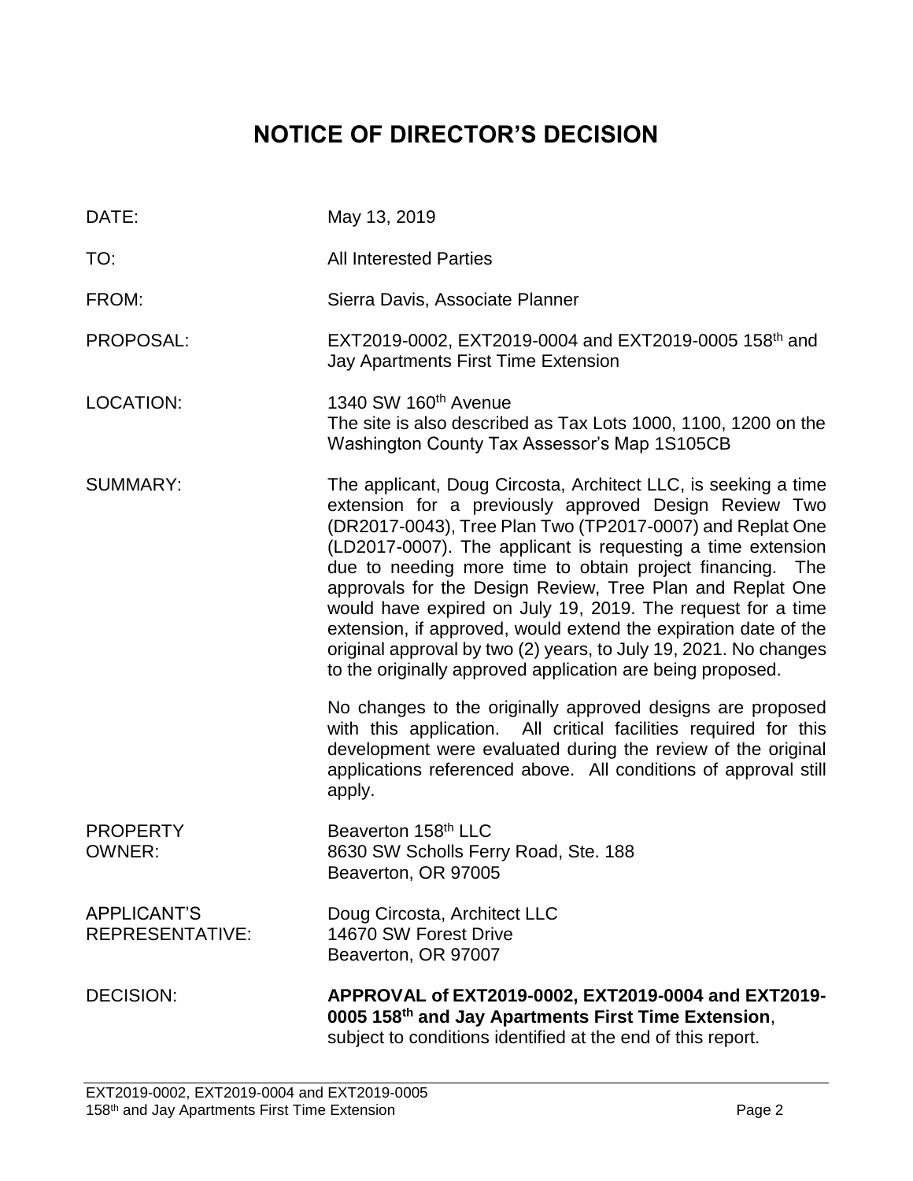# NOTICE OF DIRECTOR'S DECISION

| | |
|---|---|
| DATE: | May 13, 2019 |
| TO: | All Interested Parties |
| FROM: | Sierra Davis, Associate Planner |
| PROPOSAL: | EXT2019-0002, EXT2019-0004 and EXT2019-0005 158th and Jay Apartments First Time Extension |
| LOCATION: | 1340 SW 160th Avenue<br>The site is also described as Tax Lots 1000, 1100, 1200 on the Washington County Tax Assessor's Map 1S105CB |
| SUMMARY: | The applicant, Doug Circosta, Architect LLC, is seeking a time extension for a previously approved Design Review Two (DR2017-0043), Tree Plan Two (TP2017-0007) and Replat One (LD2017-0007). The applicant is requesting a time extension due to needing more time to obtain project financing. The approvals for the Design Review, Tree Plan and Replat One would have expired on July 19, 2019. The request for a time extension, if approved, would extend the expiration date of the original approval by two (2) years, to July 19, 2021. No changes to the originally approved application are being proposed.<br><br>No changes to the originally approved designs are proposed with this application. All critical facilities required for this development were evaluated during the review of the original applications referenced above. All conditions of approval still apply. |
| PROPERTY OWNER: | Beaverton 158th LLC<br>8630 SW Scholls Ferry Road, Ste. 188<br>Beaverton, OR 97005 |
| APPLICANT'S REPRESENTATIVE: | Doug Circosta, Architect LLC<br>14670 SW Forest Drive<br>Beaverton, OR 97007 |
| DECISION: | **APPROVAL of EXT2019-0002, EXT2019-0004 and EXT2019-0005 158th and Jay Apartments First Time Extension**, subject to conditions identified at the end of this report. |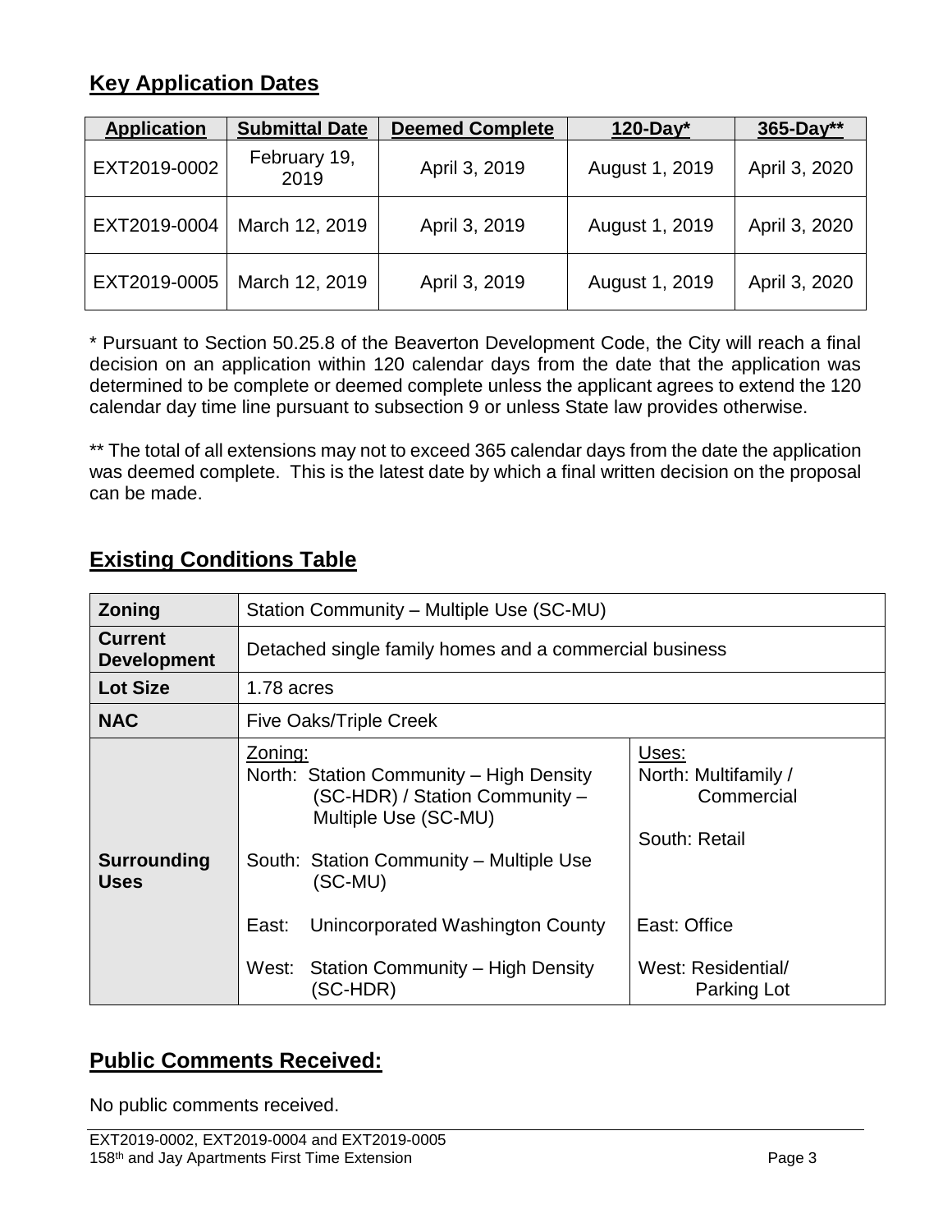## Key Application Dates

| Application | Submittal Date | Deemed Complete | 120-Day* | 365-Day** |
|---|---|---|---|---|
| EXT2019-0002 | February 19, 2019 | April 3, 2019 | August 1, 2019 | April 3, 2020 |
| EXT2019-0004 | March 12, 2019 | April 3, 2019 | August 1, 2019 | April 3, 2020 |
| EXT2019-0005 | March 12, 2019 | April 3, 2019 | August 1, 2019 | April 3, 2020 |

* Pursuant to Section 50.25.8 of the Beaverton Development Code, the City will reach a final decision on an application within 120 calendar days from the date that the application was determined to be complete or deemed complete unless the applicant agrees to extend the 120 calendar day time line pursuant to subsection 9 or unless State law provides otherwise.

** The total of all extensions may not to exceed 365 calendar days from the date the application was deemed complete. This is the latest date by which a final written decision on the proposal can be made.

## Existing Conditions Table

| | | |
|---|---|---|
| **Zoning** | Station Community – Multiple Use (SC-MU) | |
| **Current Development** | Detached single family homes and a commercial business | |
| **Lot Size** | 1.78 acres | |
| **NAC** | Five Oaks/Triple Creek | |
| **Surrounding Uses** | Zoning:<br>North: Station Community – High Density (SC-HDR) / Station Community – Multiple Use (SC-MU)<br>South: Station Community – Multiple Use (SC-MU)<br>East: Unincorporated Washington County<br>West: Station Community – High Density (SC-HDR) | Uses:<br>North: Multifamily / Commercial<br>South: Retail<br>East: Office<br>West: Residential/ Parking Lot |

## Public Comments Received:

No public comments received.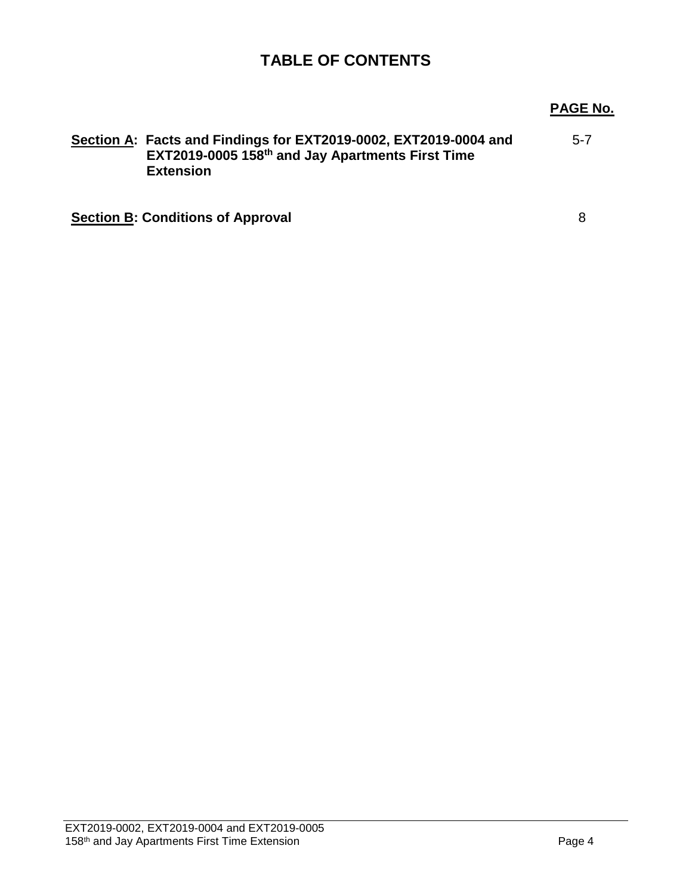# TABLE OF CONTENTS

| | PAGE No. |
|---|---|
| **Section A: Facts and Findings for EXT2019-0002, EXT2019-0004 and EXT2019-0005 158th and Jay Apartments First Time Extension** | 5-7 |
| **Section B: Conditions of Approval** | 8 |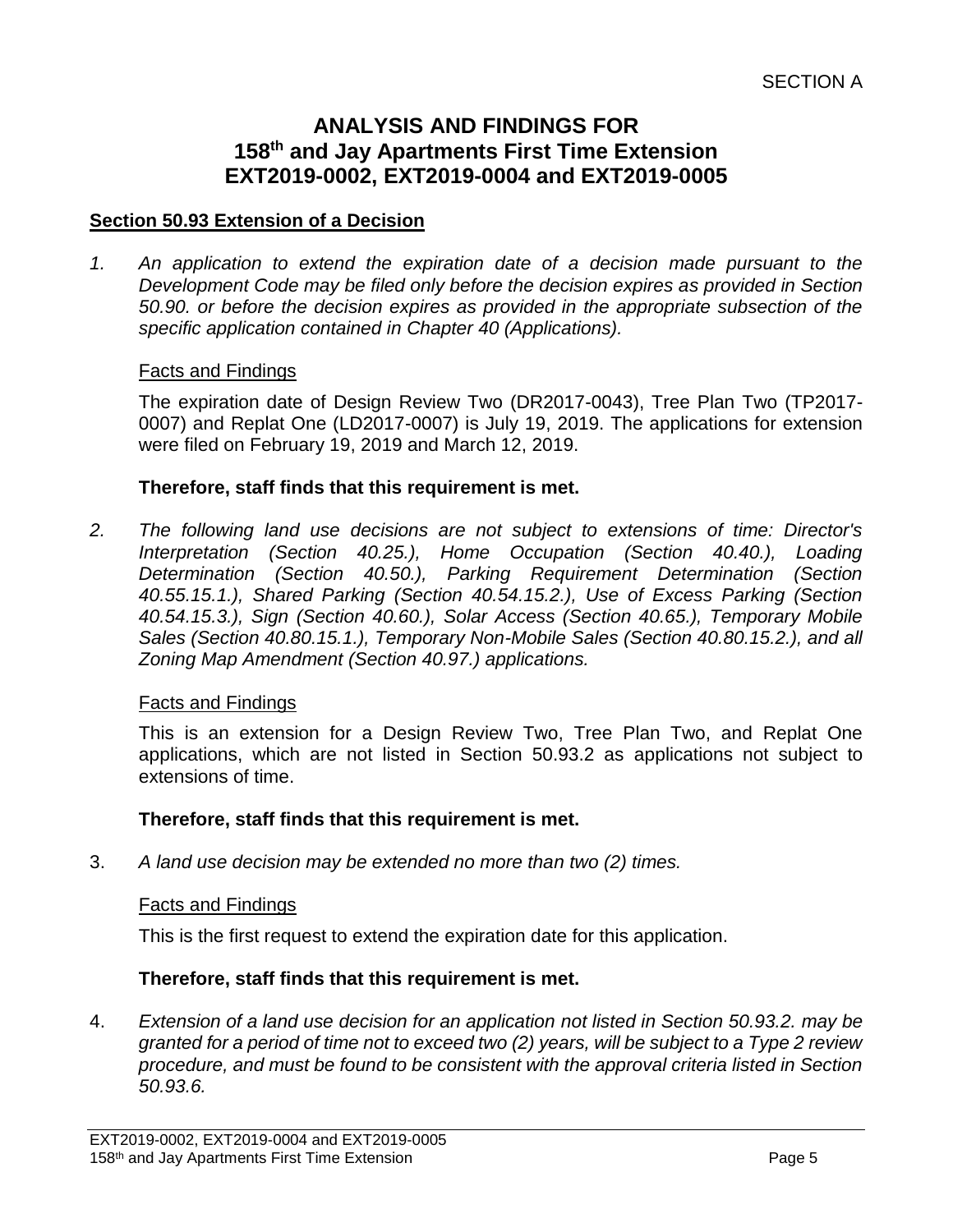SECTION A

# ANALYSIS AND FINDINGS FOR
# 158th and Jay Apartments First Time Extension
# EXT2019-0002, EXT2019-0004 and EXT2019-0005

**Section 50.93 Extension of a Decision**

1. *An application to extend the expiration date of a decision made pursuant to the Development Code may be filed only before the decision expires as provided in Section 50.90. or before the decision expires as provided in the appropriate subsection of the specific application contained in Chapter 40 (Applications).*

   Facts and Findings

   The expiration date of Design Review Two (DR2017-0043), Tree Plan Two (TP2017-0007) and Replat One (LD2017-0007) is July 19, 2019. The applications for extension were filed on February 19, 2019 and March 12, 2019.

   **Therefore, staff finds that this requirement is met.**

2. *The following land use decisions are not subject to extensions of time: Director's Interpretation (Section 40.25.), Home Occupation (Section 40.40.), Loading Determination (Section 40.50.), Parking Requirement Determination (Section 40.55.15.1.), Shared Parking (Section 40.54.15.2.), Use of Excess Parking (Section 40.54.15.3.), Sign (Section 40.60.), Solar Access (Section 40.65.), Temporary Mobile Sales (Section 40.80.15.1.), Temporary Non-Mobile Sales (Section 40.80.15.2.), and all Zoning Map Amendment (Section 40.97.) applications.*

   Facts and Findings

   This is an extension for a Design Review Two, Tree Plan Two, and Replat One applications, which are not listed in Section 50.93.2 as applications not subject to extensions of time.

   **Therefore, staff finds that this requirement is met.**

3. *A land use decision may be extended no more than two (2) times.*

   Facts and Findings

   This is the first request to extend the expiration date for this application.

   **Therefore, staff finds that this requirement is met.**

4. *Extension of a land use decision for an application not listed in Section 50.93.2. may be granted for a period of time not to exceed two (2) years, will be subject to a Type 2 review procedure, and must be found to be consistent with the approval criteria listed in Section 50.93.6.*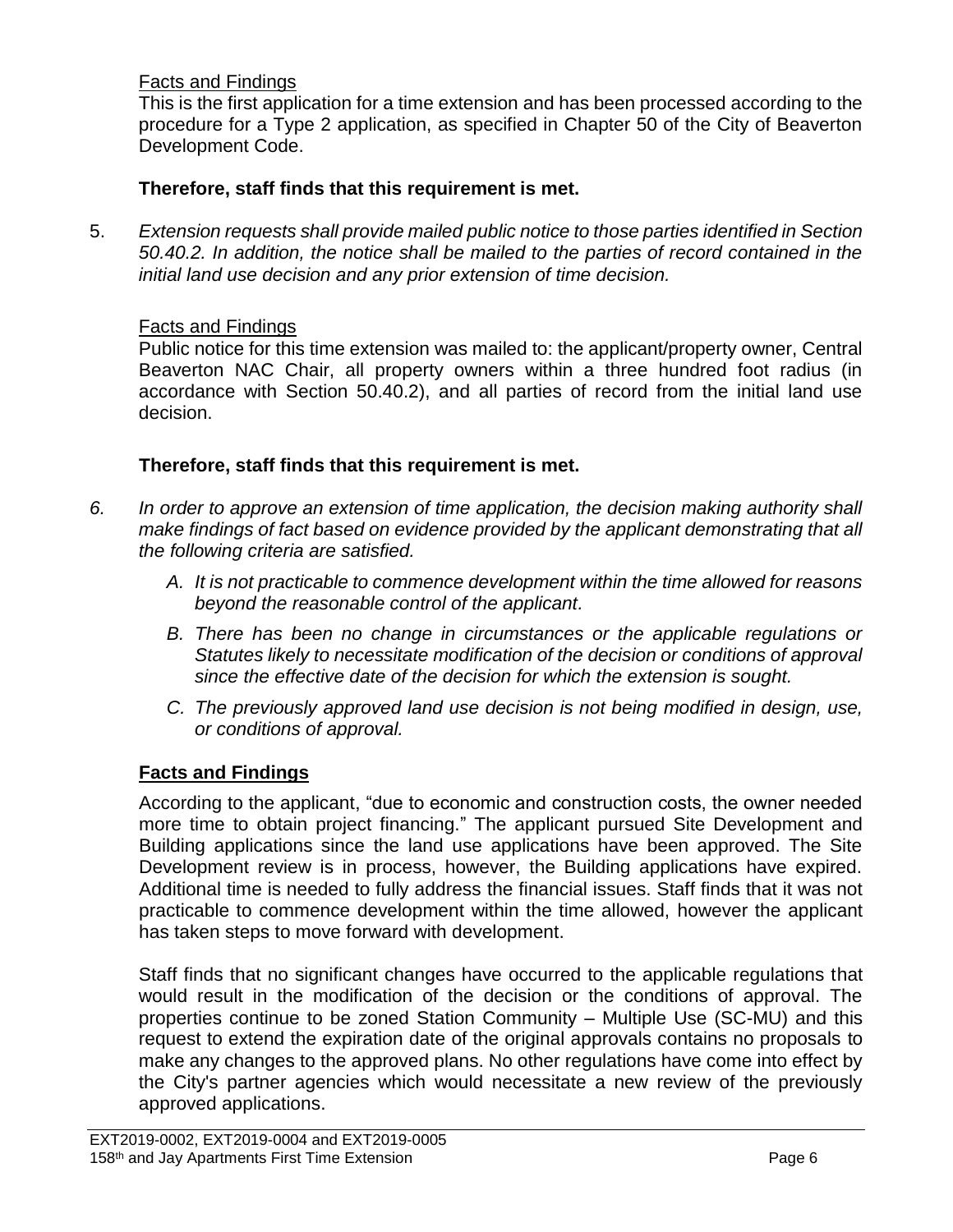Facts and Findings

This is the first application for a time extension and has been processed according to the procedure for a Type 2 application, as specified in Chapter 50 of the City of Beaverton Development Code.

**Therefore, staff finds that this requirement is met.**

5. *Extension requests shall provide mailed public notice to those parties identified in Section 50.40.2. In addition, the notice shall be mailed to the parties of record contained in the initial land use decision and any prior extension of time decision.*

Facts and Findings

Public notice for this time extension was mailed to: the applicant/property owner, Central Beaverton NAC Chair, all property owners within a three hundred foot radius (in accordance with Section 50.40.2), and all parties of record from the initial land use decision.

**Therefore, staff finds that this requirement is met.**

6. *In order to approve an extension of time application, the decision making authority shall make findings of fact based on evidence provided by the applicant demonstrating that all the following criteria are satisfied.*

   *A. It is not practicable to commence development within the time allowed for reasons beyond the reasonable control of the applicant.*

   *B. There has been no change in circumstances or the applicable regulations or Statutes likely to necessitate modification of the decision or conditions of approval since the effective date of the decision for which the extension is sought.*

   *C. The previously approved land use decision is not being modified in design, use, or conditions of approval.*

**Facts and Findings**

According to the applicant, "due to economic and construction costs, the owner needed more time to obtain project financing." The applicant pursued Site Development and Building applications since the land use applications have been approved. The Site Development review is in process, however, the Building applications have expired. Additional time is needed to fully address the financial issues. Staff finds that it was not practicable to commence development within the time allowed, however the applicant has taken steps to move forward with development.

Staff finds that no significant changes have occurred to the applicable regulations that would result in the modification of the decision or the conditions of approval. The properties continue to be zoned Station Community – Multiple Use (SC-MU) and this request to extend the expiration date of the original approvals contains no proposals to make any changes to the approved plans. No other regulations have come into effect by the City's partner agencies which would necessitate a new review of the previously approved applications.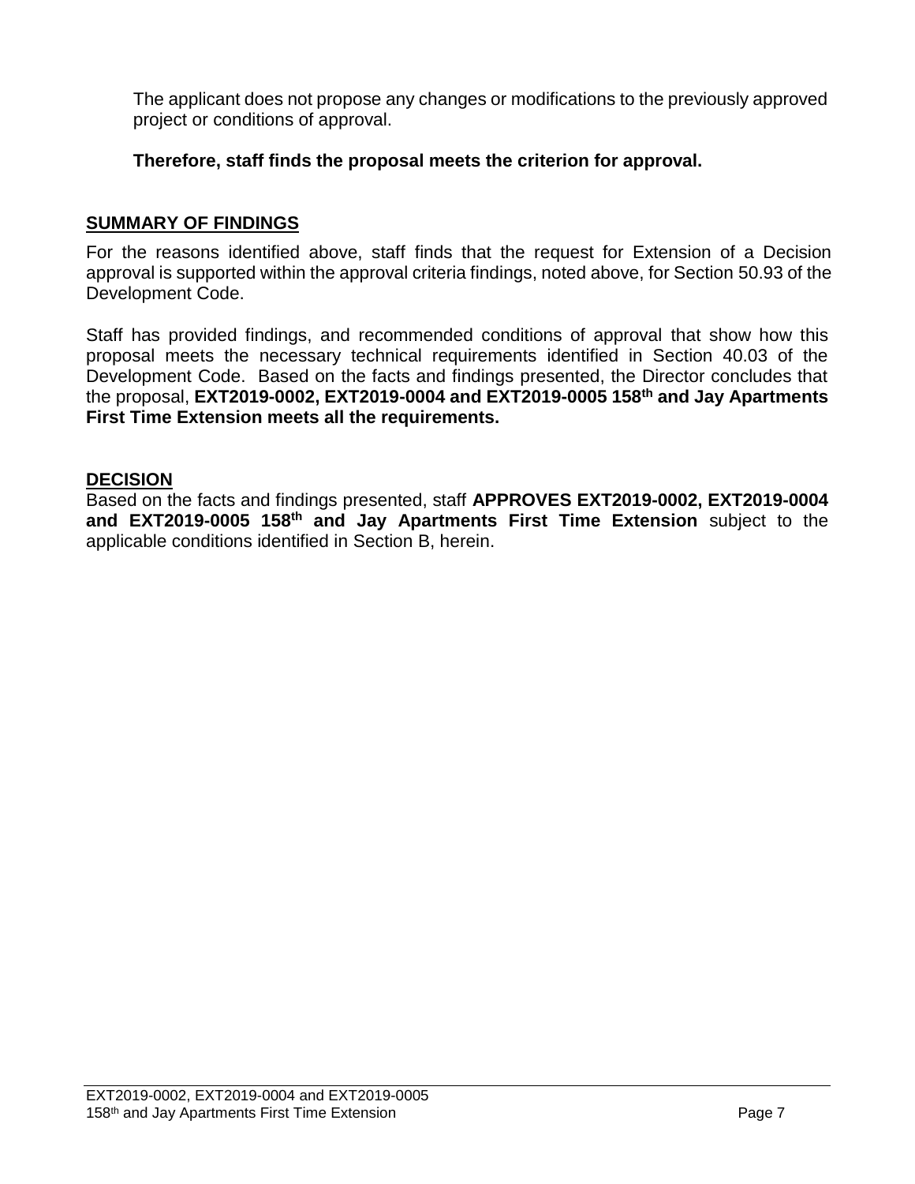The applicant does not propose any changes or modifications to the previously approved project or conditions of approval.

**Therefore, staff finds the proposal meets the criterion for approval.**

## SUMMARY OF FINDINGS

For the reasons identified above, staff finds that the request for Extension of a Decision approval is supported within the approval criteria findings, noted above, for Section 50.93 of the Development Code.

Staff has provided findings, and recommended conditions of approval that show how this proposal meets the necessary technical requirements identified in Section 40.03 of the Development Code. Based on the facts and findings presented, the Director concludes that the proposal, **EXT2019-0002, EXT2019-0004 and EXT2019-0005 158th and Jay Apartments First Time Extension meets all the requirements.**

## DECISION

Based on the facts and findings presented, staff **APPROVES EXT2019-0002, EXT2019-0004 and EXT2019-0005 158th and Jay Apartments First Time Extension** subject to the applicable conditions identified in Section B, herein.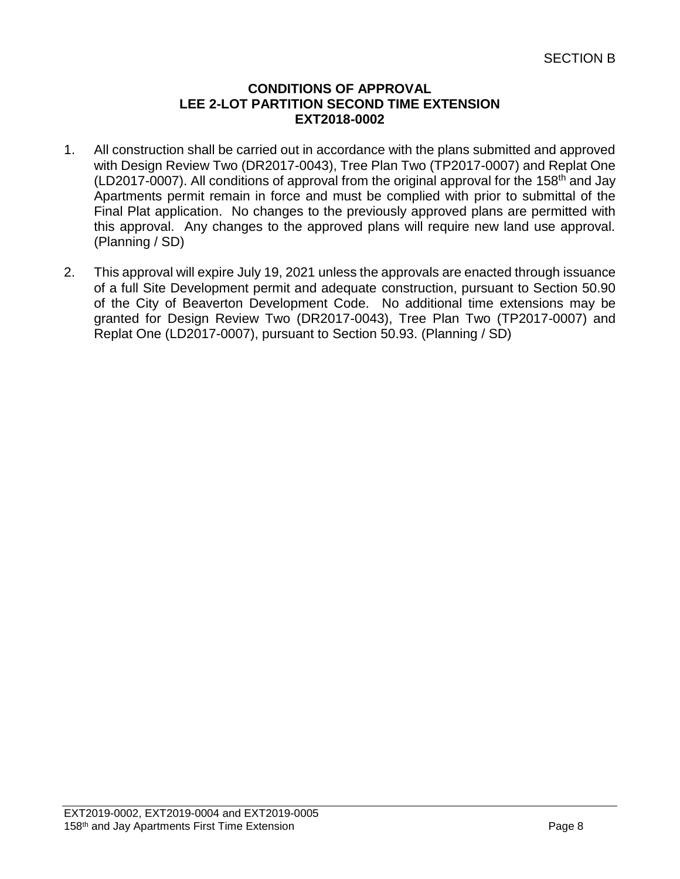SECTION B

**CONDITIONS OF APPROVAL**
**LEE 2-LOT PARTITION SECOND TIME EXTENSION**
**EXT2018-0002**

1. All construction shall be carried out in accordance with the plans submitted and approved with Design Review Two (DR2017-0043), Tree Plan Two (TP2017-0007) and Replat One (LD2017-0007). All conditions of approval from the original approval for the 158th and Jay Apartments permit remain in force and must be complied with prior to submittal of the Final Plat application. No changes to the previously approved plans are permitted with this approval. Any changes to the approved plans will require new land use approval. (Planning / SD)

2. This approval will expire July 19, 2021 unless the approvals are enacted through issuance of a full Site Development permit and adequate construction, pursuant to Section 50.90 of the City of Beaverton Development Code. No additional time extensions may be granted for Design Review Two (DR2017-0043), Tree Plan Two (TP2017-0007) and Replat One (LD2017-0007), pursuant to Section 50.93. (Planning / SD)